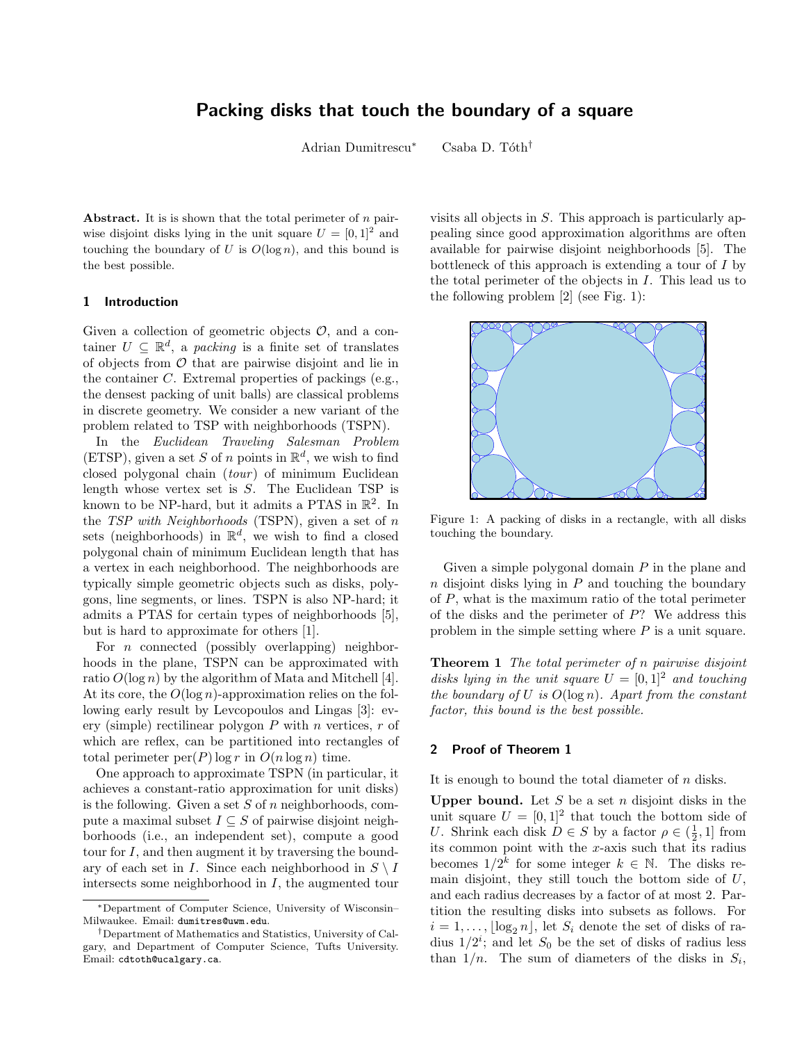# Packing disks that touch the boundary of a square

Adrian Dumitrescu* Csaba D. Tóth†

**Abstract.** It is is shown that the total perimeter of $n$ pairwise disjoint disks lying in the unit square $U = [0, 1]^2$ and touching the boundary of $U$ is $O(\log n)$, and this bound is the best possible.

## 1 Introduction

Given a collection of geometric objects $\mathcal{O}$, and a container $U \subseteq \mathbb{R}^d$, a *packing* is a finite set of translates of objects from $\mathcal{O}$ that are pairwise disjoint and lie in the container $C$. Extremal properties of packings (e.g., the densest packing of unit balls) are classical problems in discrete geometry. We consider a new variant of the problem related to TSP with neighborhoods (TSPN).

In the *Euclidean Traveling Salesman Problem* (ETSP), given a set $S$ of $n$ points in $\mathbb{R}^d$, we wish to find closed polygonal chain (*tour*) of minimum Euclidean length whose vertex set is $S$. The Euclidean TSP is known to be NP-hard, but it admits a PTAS in $\mathbb{R}^2$. In the *TSP with Neighborhoods* (TSPN), given a set of $n$ sets (neighborhoods) in $\mathbb{R}^d$, we wish to find a closed polygonal chain of minimum Euclidean length that has a vertex in each neighborhood. The neighborhoods are typically simple geometric objects such as disks, polygons, line segments, or lines. TSPN is also NP-hard; it admits a PTAS for certain types of neighborhoods [5], but is hard to approximate for others [1].

For $n$ connected (possibly overlapping) neighborhoods in the plane, TSPN can be approximated with ratio $O(\log n)$ by the algorithm of Mata and Mitchell [4]. At its core, the $O(\log n)$-approximation relies on the following early result by Levcopoulos and Lingas [3]: every (simple) rectilinear polygon $P$ with $n$ vertices, $r$ of which are reflex, can be partitioned into rectangles of total perimeter $\text{per}(P) \log r$ in $O(n \log n)$ time.

One approach to approximate TSPN (in particular, it achieves a constant-ratio approximation for unit disks) is the following. Given a set $S$ of $n$ neighborhoods, compute a maximal subset $I \subseteq S$ of pairwise disjoint neighborhoods (i.e., an independent set), compute a good tour for $I$, and then augment it by traversing the boundary of each set in $I$. Since each neighborhood in $S \setminus I$ intersects some neighborhood in $I$, the augmented tour visits all objects in $S$. This approach is particularly appealing since good approximation algorithms are often available for pairwise disjoint neighborhoods [5]. The bottleneck of this approach is extending a tour of $I$ by the total perimeter of the objects in $I$. This lead us to the following problem [2] (see Fig. 1):

Figure 1: A packing of disks in a rectangle, with all disks touching the boundary.

Given a simple polygonal domain $P$ in the plane and $n$ disjoint disks lying in $P$ and touching the boundary of $P$, what is the maximum ratio of the total perimeter of the disks and the perimeter of $P$? We address this problem in the simple setting where $P$ is a unit square.

**Theorem 1** *The total perimeter of $n$ pairwise disjoint disks lying in the unit square $U = [0, 1]^2$ and touching the boundary of $U$ is $O(\log n)$. Apart from the constant factor, this bound is the best possible.*

## 2 Proof of Theorem 1

It is enough to bound the total diameter of $n$ disks.

**Upper bound.** Let $S$ be a set $n$ disjoint disks in the unit square $U = [0, 1]^2$ that touch the bottom side of $U$. Shrink each disk $D \in S$ by a factor $\rho \in (\frac{1}{2}, 1]$ from its common point with the $x$-axis such that its radius becomes $1/2^k$ for some integer $k \in \mathbb{N}$. The disks remain disjoint, they still touch the bottom side of $U$, and each radius decreases by a factor of at most 2. Partition the resulting disks into subsets as follows. For $i = 1, \ldots, \lfloor \log_2 n \rfloor$, let $S_i$ denote the set of disks of radius $1/2^i$; and let $S_0$ be the set of disks of radius less than $1/n$. The sum of diameters of the disks in $S_i$,

---

*Department of Computer Science, University of Wisconsin–Milwaukee. Email: `dumitres@uwm.edu`.

†Department of Mathematics and Statistics, University of Calgary, and Department of Computer Science, Tufts University. Email: `cdtoth@ucalgary.ca`.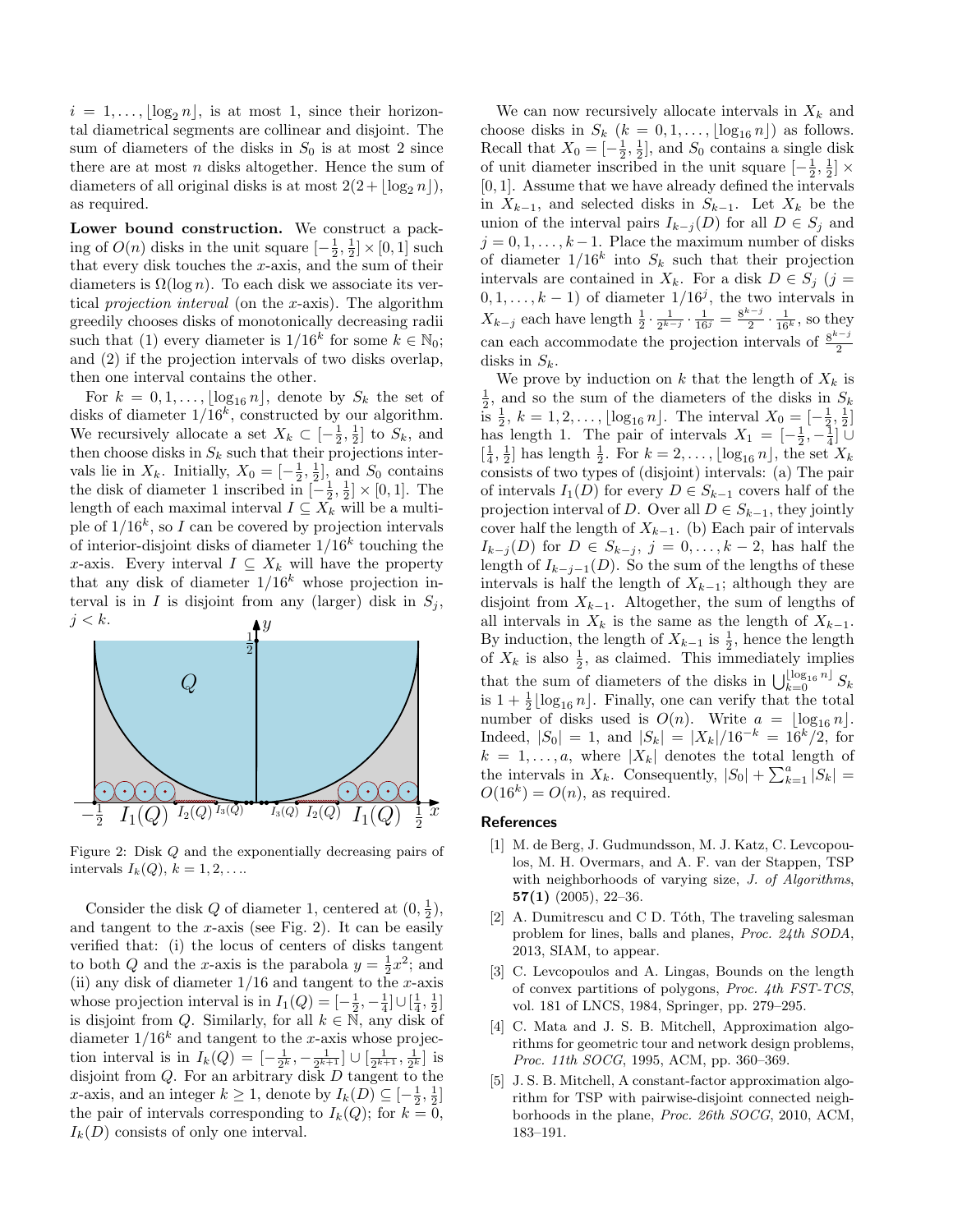$i = 1, \ldots, \lfloor \log_2 n \rfloor$, is at most 1, since their horizontal diametrical segments are collinear and disjoint. The sum of diameters of the disks in $S_0$ is at most 2 since there are at most $n$ disks altogether. Hence the sum of diameters of all original disks is at most $2(2 + \lfloor \log_2 n \rfloor)$, as required.

**Lower bound construction.** We construct a packing of $O(n)$ disks in the unit square $[-\frac{1}{2}, \frac{1}{2}] \times [0, 1]$ such that every disk touches the $x$-axis, and the sum of their diameters is $\Omega(\log n)$. To each disk we associate its vertical *projection interval* (on the $x$-axis). The algorithm greedily chooses disks of monotonically decreasing radii such that (1) every diameter is $1/16^k$ for some $k \in \mathbb{N}_0$; and (2) if the projection intervals of two disks overlap, then one interval contains the other.

For $k = 0, 1, \ldots, \lfloor \log_{16} n \rfloor$, denote by $S_k$ the set of disks of diameter $1/16^k$, constructed by our algorithm. We recursively allocate a set $X_k \subset [-\frac{1}{2}, \frac{1}{2}]$ to $S_k$, and then choose disks in $S_k$ such that their projections intervals lie in $X_k$. Initially, $X_0 = [-\frac{1}{2}, \frac{1}{2}]$, and $S_0$ contains the disk of diameter 1 inscribed in $[-\frac{1}{2}, \frac{1}{2}] \times [0, 1]$. The length of each maximal interval $I \subseteq X_k$ will be a multiple of $1/16^k$, so $I$ can be covered by projection intervals of interior-disjoint disks of diameter $1/16^k$ touching the $x$-axis. Every interval $I \subseteq X_k$ will have the property that any disk of diameter $1/16^k$ whose projection interval is in $I$ is disjoint from any (larger) disk in $S_j$, $j < k$.

$y$

$\frac{1}{2}$

$Q$

$-\frac{1}{2}$ $I_1(Q)$ $I_2(Q)$ $I_3(Q)$ $I_3(Q)$ $I_2(Q)$ $I_1(Q)$ $\frac{1}{2}$ $x$

Figure 2: Disk $Q$ and the exponentially decreasing pairs of intervals $I_k(Q)$, $k = 1, 2, \ldots$.

Consider the disk $Q$ of diameter 1, centered at $(0, \frac{1}{2})$, and tangent to the $x$-axis (see Fig. 2). It can be easily verified that: (i) the locus of centers of disks tangent to both $Q$ and the $x$-axis is the parabola $y = \frac{1}{2}x^2$; and (ii) any disk of diameter $1/16$ and tangent to the $x$-axis whose projection interval is in $I_1(Q) = [-\frac{1}{2}, -\frac{1}{4}] \cup [\frac{1}{4}, \frac{1}{2}]$ is disjoint from $Q$. Similarly, for all $k \in \mathbb{N}$, any disk of diameter $1/16^k$ and tangent to the $x$-axis whose projection interval is in $I_k(Q) = [-\frac{1}{2^k}, -\frac{1}{2^{k+1}}] \cup [\frac{1}{2^{k+1}}, \frac{1}{2^k}]$ is disjoint from $Q$. For an arbitrary disk $D$ tangent to the $x$-axis, and an integer $k \geq 1$, denote by $I_k(D) \subseteq [-\frac{1}{2}, \frac{1}{2}]$ the pair of intervals corresponding to $I_k(Q)$; for $k = 0$, $I_k(D)$ consists of only one interval.

We can now recursively allocate intervals in $X_k$ and choose disks in $S_k$ ($k = 0, 1, \ldots, \lfloor \log_{16} n \rfloor$) as follows. Recall that $X_0 = [-\frac{1}{2}, \frac{1}{2}]$, and $S_0$ contains a single disk of unit diameter inscribed in the unit square $[-\frac{1}{2}, \frac{1}{2}] \times [0, 1]$. Assume that we have already defined the intervals in $X_{k-1}$, and selected disks in $S_{k-1}$. Let $X_k$ be the union of the interval pairs $I_{k-j}(D)$ for all $D \in S_j$ and $j = 0, 1, \ldots, k-1$. Place the maximum number of disks of diameter $1/16^k$ into $S_k$ such that their projection intervals are contained in $X_k$. For a disk $D \in S_j$ ($j = 0, 1, \ldots, k-1$) of diameter $1/16^j$, the two intervals in $X_{k-j}$ each have length $\frac{1}{2} \cdot \frac{1}{2^{k-j}} \cdot \frac{1}{16^j} = \frac{8^{k-j}}{2} \cdot \frac{1}{16^k}$, so they can each accommodate the projection intervals of $\frac{8^{k-j}}{2}$ disks in $S_k$.

We prove by induction on $k$ that the length of $X_k$ is $\frac{1}{2}$, and so the sum of the diameters of the disks in $S_k$ is $\frac{1}{2}$, $k = 1, 2, \ldots, \lfloor \log_{16} n \rfloor$. The interval $X_0 = [-\frac{1}{2}, \frac{1}{2}]$ has length 1. The pair of intervals $X_1 = [-\frac{1}{2}, -\frac{1}{4}] \cup [\frac{1}{4}, \frac{1}{2}]$ has length $\frac{1}{2}$. For $k = 2, \ldots, \lfloor \log_{16} n \rfloor$, the set $X_k$ consists of two types of (disjoint) intervals: (a) The pair of intervals $I_1(D)$ for every $D \in S_{k-1}$ covers half of the projection interval of $D$. Over all $D \in S_{k-1}$, they jointly cover half the length of $X_{k-1}$. (b) Each pair of intervals $I_{k-j}(D)$ for $D \in S_{k-j}$, $j = 0, \ldots, k-2$, has half the length of $I_{k-j-1}(D)$. So the sum of the lengths of these intervals is half the length of $X_{k-1}$; although they are disjoint from $X_{k-1}$. Altogether, the sum of lengths of all intervals in $X_k$ is the same as the length of $X_{k-1}$. By induction, the length of $X_{k-1}$ is $\frac{1}{2}$, hence the length of $X_k$ is also $\frac{1}{2}$, as claimed. This immediately implies that the sum of diameters of the disks in $\bigcup_{k=0}^{\lfloor \log_{16} n \rfloor} S_k$ is $1 + \frac{1}{2} \lfloor \log_{16} n \rfloor$. Finally, one can verify that the total number of disks used is $O(n)$. Write $a = \lfloor \log_{16} n \rfloor$. Indeed, $|S_0| = 1$, and $|S_k| = |X_k| / 16^{-k} = 16^k / 2$, for $k = 1, \ldots, a$, where $|X_k|$ denotes the total length of the intervals in $X_k$. Consequently, $|S_0| + \sum_{k=1}^{a} |S_k| = O(16^k) = O(n)$, as required.

## References

[1] M. de Berg, J. Gudmundsson, M. J. Katz, C. Levcopoulos, M. H. Overmars, and A. F. van der Stappen, TSP with neighborhoods of varying size, *J. of Algorithms*, **57(1)** (2005), 22–36.

[2] A. Dumitrescu and C D. Tóth, The traveling salesman problem for lines, balls and planes, *Proc. 24th SODA*, 2013, SIAM, to appear.

[3] C. Levcopoulos and A. Lingas, Bounds on the length of convex partitions of polygons, *Proc. 4th FST-TCS*, vol. 181 of LNCS, 1984, Springer, pp. 279–295.

[4] C. Mata and J. S. B. Mitchell, Approximation algorithms for geometric tour and network design problems, *Proc. 11th SOCG*, 1995, ACM, pp. 360–369.

[5] J. S. B. Mitchell, A constant-factor approximation algorithm for TSP with pairwise-disjoint connected neighborhoods in the plane, *Proc. 26th SOCG*, 2010, ACM, 183–191.